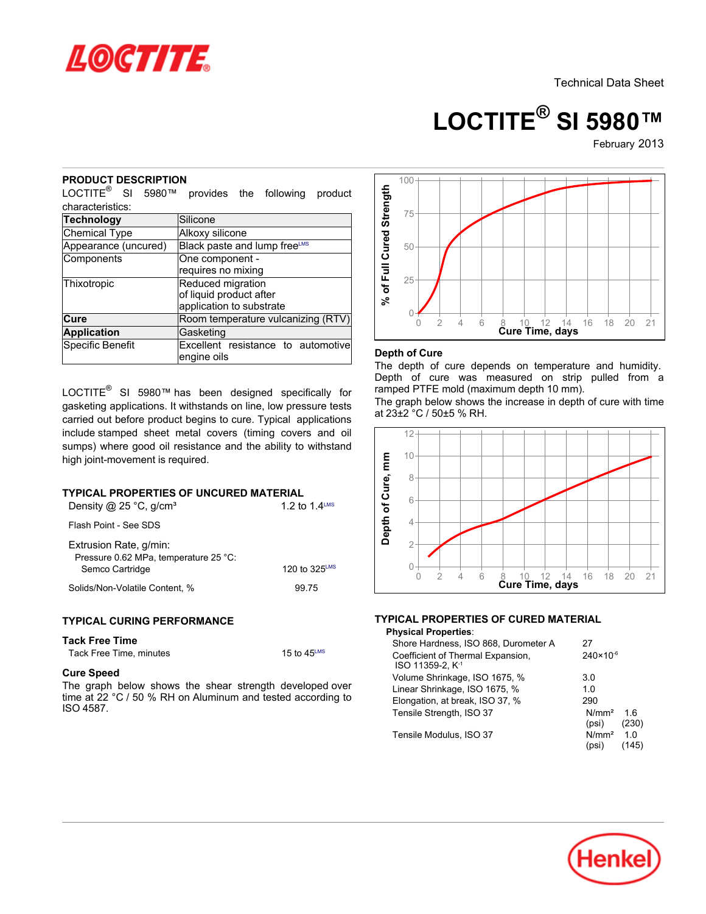Technical Data Sheet

# LOCTITE® SI 5980™

February 2013

## PRODUCT DESCRIPTION

LOCTITE® SI 5980™ provides the following product characteristics:

| | |
|---|---|
| **Technology** | Silicone |
| Chemical Type | Alkoxy silicone |
| Appearance (uncured) | Black paste and lump free[LMS] |
| Components | One component - requires no mixing |
| Thixotropic | Reduced migration of liquid product after application to substrate |
| **Cure** | Room temperature vulcanizing (RTV) |
| **Application** | Gasketing |
| Specific Benefit | Excellent resistance to automotive engine oils |

LOCTITE® SI 5980™ has been designed specifically for gasketing applications. It withstands on line, low pressure tests carried out before product begins to cure. Typical applications include stamped sheet metal covers (timing covers and oil sumps) where good oil resistance and the ability to withstand high joint-movement is required.

## TYPICAL PROPERTIES OF UNCURED MATERIAL

| | |
|---|---|
| Density @ 25 °C, g/cm³ | 1.2 to 1.4[LMS] |
| Flash Point - See SDS | |
| Extrusion Rate, g/min: | |
| Pressure 0.62 MPa, temperature 25 °C: | |
| Semco Cartridge | 120 to 325[LMS] |
| Solids/Non-Volatile Content, % | 99.75 |

## TYPICAL CURING PERFORMANCE

### Tack Free Time

| | |
|---|---|
| Tack Free Time, minutes | 15 to 45[LMS] |

### Cure Speed

The graph below shows the shear strength developed over time at 22 °C / 50 % RH on Aluminum and tested according to ISO 4587.

### Depth of Cure

The depth of cure depends on temperature and humidity. Depth of cure was measured on strip pulled from a ramped PTFE mold (maximum depth 10 mm).

The graph below shows the increase in depth of cure with time at 23±2 °C / 50±5 % RH.

## TYPICAL PROPERTIES OF CURED MATERIAL

**Physical Properties**:

| | |
|---|---|
| Shore Hardness, ISO 868, Durometer A | 27 |
| Coefficient of Thermal Expansion, ISO 11359-2, $K^{-1}$ | $240 \times 10^{-6}$ |
| Volume Shrinkage, ISO 1675, % | 3.0 |
| Linear Shrinkage, ISO 1675, % | 1.0 |
| Elongation, at break, ISO 37, % | 290 |
| Tensile Strength, ISO 37 | N/mm² 1.6 (psi) (230) |
| Tensile Modulus, ISO 37 | N/mm² 1.0 (psi) (145) |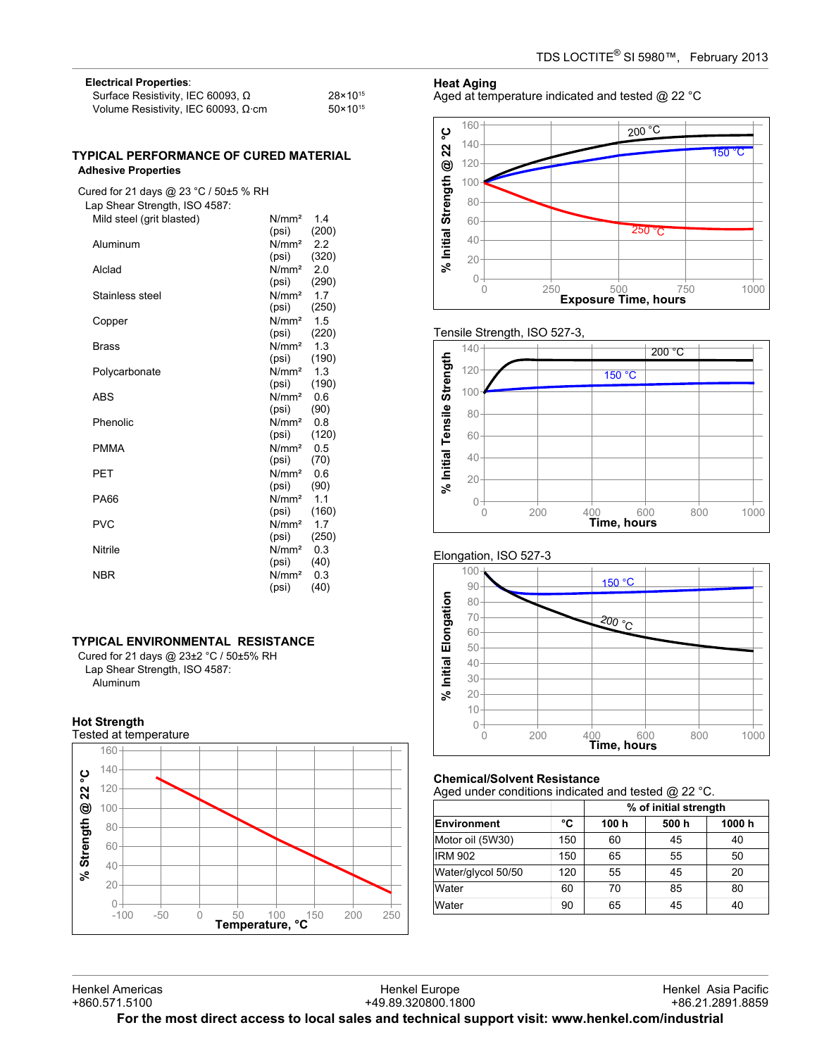**Electrical Properties**:

| | |
|---|---|
| Surface Resistivity, IEC 60093, Ω | $28\times10^{15}$ |
| Volume Resistivity, IEC 60093, Ω·cm | $50\times10^{15}$ |

## TYPICAL PERFORMANCE OF CURED MATERIAL

### Adhesive Properties

Cured for 21 days @ 23 °C / 50±5 % RH

Lap Shear Strength, ISO 4587:

| Substrate | Unit | Value |
|---|---|---|
| Mild steel (grit blasted) | N/mm² | 1.4 |
| | (psi) | (200) |
| Aluminum | N/mm² | 2.2 |
| | (psi) | (320) |
| Alclad | N/mm² | 2.0 |
| | (psi) | (290) |
| Stainless steel | N/mm² | 1.7 |
| | (psi) | (250) |
| Copper | N/mm² | 1.5 |
| | (psi) | (220) |
| Brass | N/mm² | 1.3 |
| | (psi) | (190) |
| Polycarbonate | N/mm² | 1.3 |
| | (psi) | (190) |
| ABS | N/mm² | 0.6 |
| | (psi) | (90) |
| Phenolic | N/mm² | 0.8 |
| | (psi) | (120) |
| PMMA | N/mm² | 0.5 |
| | (psi) | (70) |
| PET | N/mm² | 0.6 |
| | (psi) | (90) |
| PA66 | N/mm² | 1.1 |
| | (psi) | (160) |
| PVC | N/mm² | 1.7 |
| | (psi) | (250) |
| Nitrile | N/mm² | 0.3 |
| | (psi) | (40) |
| NBR | N/mm² | 0.3 |
| | (psi) | (40) |

## TYPICAL ENVIRONMENTAL RESISTANCE

Cured for 21 days @ 23±2 °C / 50±5% RH

Lap Shear Strength, ISO 4587:

Aluminum

### Hot Strength

Tested at temperature

### Heat Aging

Aged at temperature indicated and tested @ 22 °C

Tensile Strength, ISO 527-3,

Elongation, ISO 527-3

### Chemical/Solvent Resistance

Aged under conditions indicated and tested @ 22 °C.

| | | % of initial strength | | |
|---|---|---|---|---|
| **Environment** | **°C** | **100 h** | **500 h** | **1000 h** |
| Motor oil (5W30) | 150 | 60 | 45 | 40 |
| IRM 902 | 150 | 65 | 55 | 50 |
| Water/glycol 50/50 | 120 | 55 | 45 | 20 |
| Water | 60 | 70 | 85 | 80 |
| Water | 90 | 65 | 45 | 40 |

Henkel Americas +860.571.5100 | Henkel Europe +49.89.320800.1800 | Henkel Asia Pacific +86.21.2891.8859

**For the most direct access to local sales and technical support visit: www.henkel.com/industrial**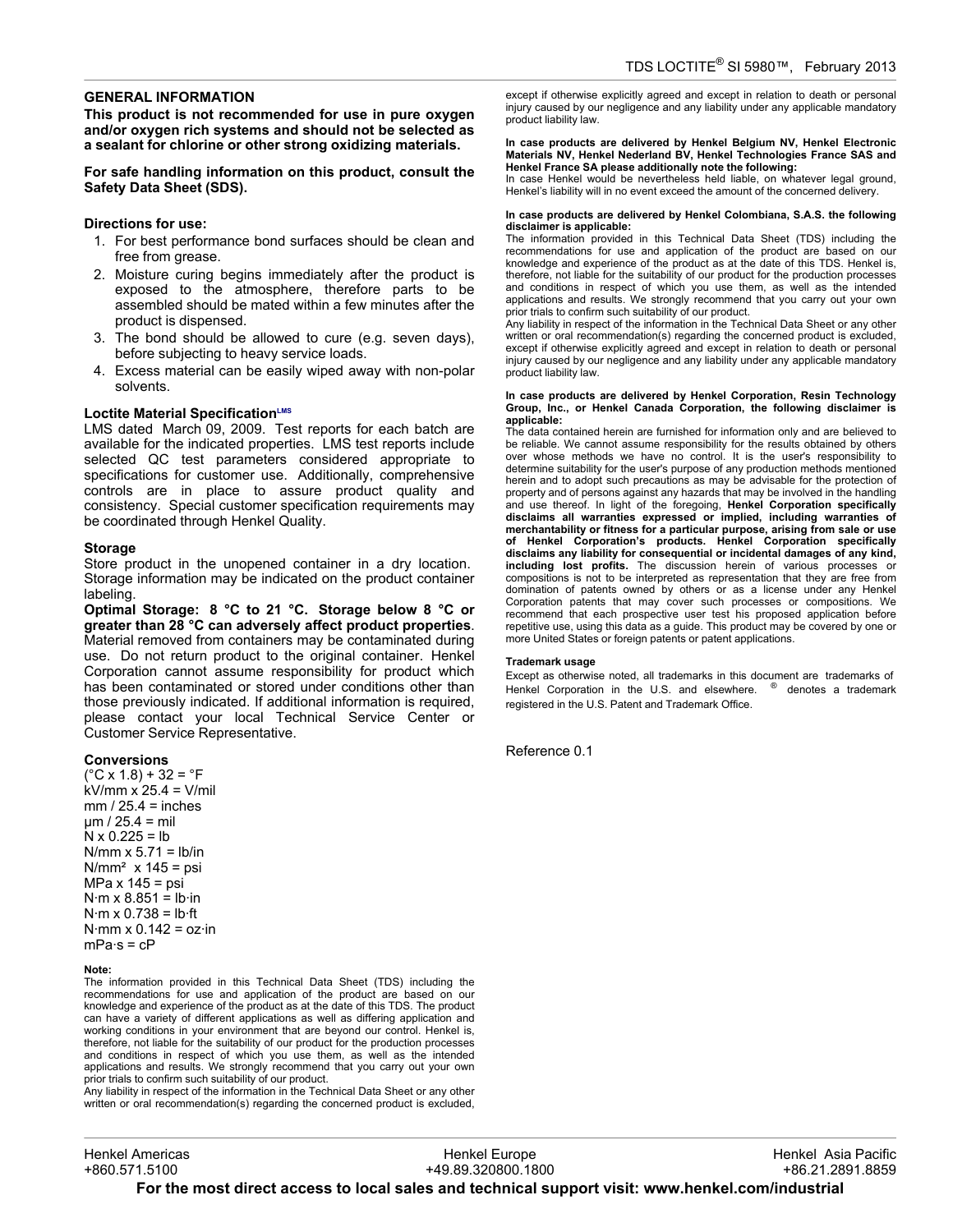## GENERAL INFORMATION

**This product is not recommended for use in pure oxygen and/or oxygen rich systems and should not be selected as a sealant for chlorine or other strong oxidizing materials.**

**For safe handling information on this product, consult the Safety Data Sheet (SDS).**

### Directions for use:

1. For best performance bond surfaces should be clean and free from grease.
2. Moisture curing begins immediately after the product is exposed to the atmosphere, therefore parts to be assembled should be mated within a few minutes after the product is dispensed.
3. The bond should be allowed to cure (e.g. seven days), before subjecting to heavy service loads.
4. Excess material can be easily wiped away with non-polar solvents.

### Loctite Material Specification[LMS]

LMS dated March 09, 2009. Test reports for each batch are available for the indicated properties. LMS test reports include selected QC test parameters considered appropriate to specifications for customer use. Additionally, comprehensive controls are in place to assure product quality and consistency. Special customer specification requirements may be coordinated through Henkel Quality.

### Storage

Store product in the unopened container in a dry location. Storage information may be indicated on the product container labeling.

**Optimal Storage: 8 °C to 21 °C. Storage below 8 °C or greater than 28 °C can adversely affect product properties**. Material removed from containers may be contaminated during use. Do not return product to the original container. Henkel Corporation cannot assume responsibility for product which has been contaminated or stored under conditions other than those previously indicated. If additional information is required, please contact your local Technical Service Center or Customer Service Representative.

### Conversions

(°C x 1.8) + 32 = °F
kV/mm x 25.4 = V/mil
mm / 25.4 = inches
µm / 25.4 = mil
N x 0.225 = lb
N/mm x 5.71 = lb/in
N/mm² x 145 = psi
MPa x 145 = psi
N·m x 8.851 = lb·in
N·m x 0.738 = lb·ft
N·mm x 0.142 = oz·in
mPa·s = cP

#### Note:

The information provided in this Technical Data Sheet (TDS) including the recommendations for use and application of the product are based on our knowledge and experience of the product as at the date of this TDS. The product can have a variety of different applications as well as differing application and working conditions in your environment that are beyond our control. Henkel is, therefore, not liable for the suitability of our product for the production processes and conditions in respect of which you use them, as well as the intended applications and results. We strongly recommend that you carry out your own prior trials to confirm such suitability of our product.

Any liability in respect of the information in the Technical Data Sheet or any other written or oral recommendation(s) regarding the concerned product is excluded, except if otherwise explicitly agreed and except in relation to death or personal injury caused by our negligence and any liability under any applicable mandatory product liability law.

**In case products are delivered by Henkel Belgium NV, Henkel Electronic Materials NV, Henkel Nederland BV, Henkel Technologies France SAS and Henkel France SA please additionally note the following:**

In case Henkel would be nevertheless held liable, on whatever legal ground, Henkel's liability will in no event exceed the amount of the concerned delivery.

**In case products are delivered by Henkel Colombiana, S.A.S. the following disclaimer is applicable:**

The information provided in this Technical Data Sheet (TDS) including the recommendations for use and application of the product are based on our knowledge and experience of the product as at the date of this TDS. Henkel is, therefore, not liable for the suitability of our product for the production processes and conditions in respect of which you use them, as well as the intended applications and results. We strongly recommend that you carry out your own prior trials to confirm such suitability of our product.

Any liability in respect of the information in the Technical Data Sheet or any other written or oral recommendation(s) regarding the concerned product is excluded, except if otherwise explicitly agreed and except in relation to death or personal injury caused by our negligence and any liability under any applicable mandatory product liability law.

**In case products are delivered by Henkel Corporation, Resin Technology Group, Inc., or Henkel Canada Corporation, the following disclaimer is applicable:**

The data contained herein are furnished for information only and are believed to be reliable. We cannot assume responsibility for the results obtained by others over whose methods we have no control. It is the user's responsibility to determine suitability for the user's purpose of any production methods mentioned herein and to adopt such precautions as may be advisable for the protection of property and of persons against any hazards that may be involved in the handling and use thereof. In light of the foregoing, **Henkel Corporation specifically disclaims all warranties expressed or implied, including warranties of merchantability or fitness for a particular purpose, arising from sale or use of Henkel Corporation's products. Henkel Corporation specifically disclaims any liability for consequential or incidental damages of any kind, including lost profits.** The discussion herein of various processes or compositions is not to be interpreted as representation that they are free from domination of patents owned by others or as a license under any Henkel Corporation patents that may cover such processes or compositions. We recommend that each prospective user test his proposed application before repetitive use, using this data as a guide. This product may be covered by one or more United States or foreign patents or patent applications.

#### Trademark usage

Except as otherwise noted, all trademarks in this document are trademarks of Henkel Corporation in the U.S. and elsewhere. ® denotes a trademark registered in the U.S. Patent and Trademark Office.

Reference 0.1